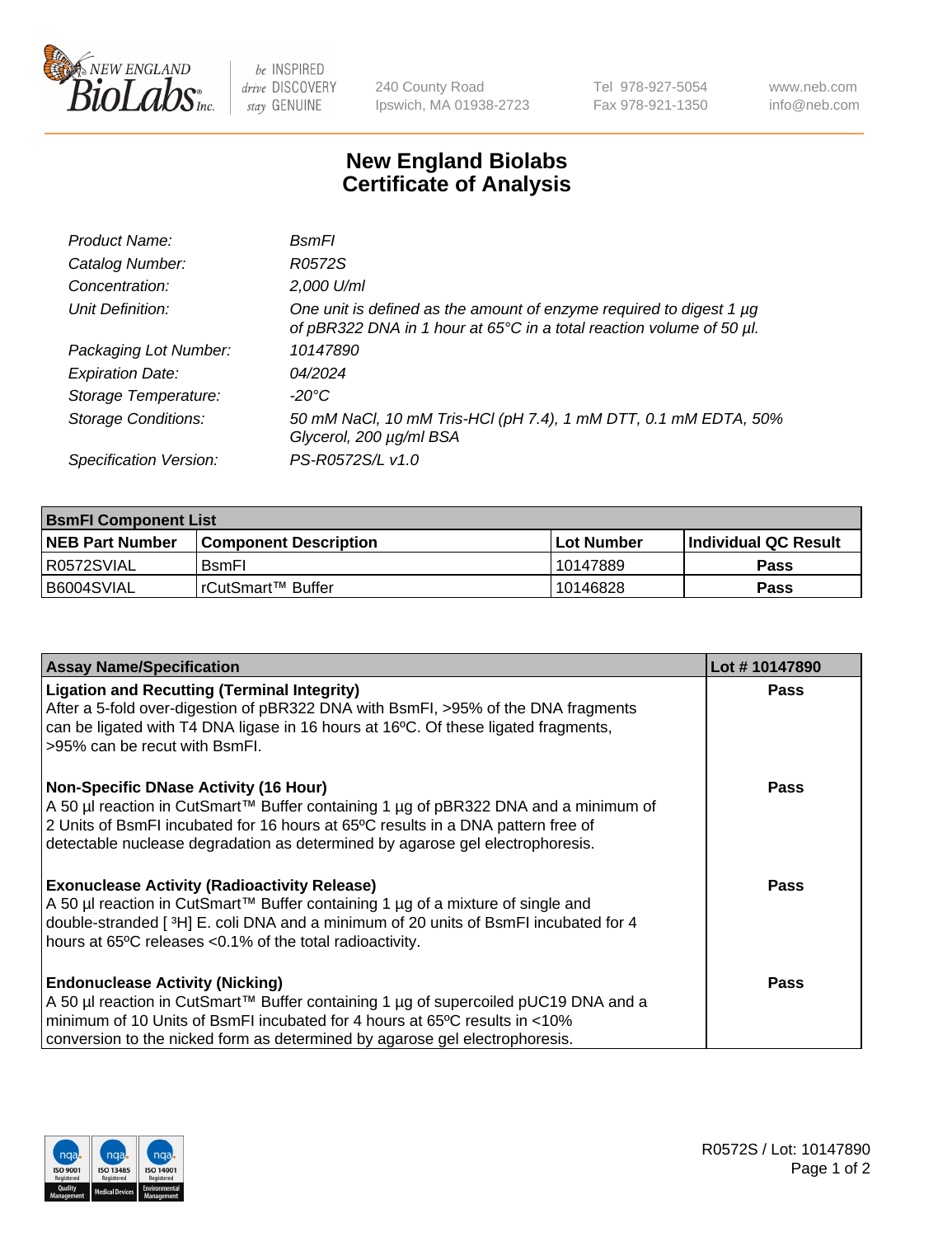# New England Biolabs Certificate of Analysis

| | |
|---|---|
| *Product Name:* | *BsmFI* |
| *Catalog Number:* | *R0572S* |
| *Concentration:* | *2,000 U/ml* |
| *Unit Definition:* | *One unit is defined as the amount of enzyme required to digest 1 µg of pBR322 DNA in 1 hour at 65°C in a total reaction volume of 50 µl.* |
| *Packaging Lot Number:* | *10147890* |
| *Expiration Date:* | *04/2024* |
| *Storage Temperature:* | *-20°C* |
| *Storage Conditions:* | *50 mM NaCl, 10 mM Tris-HCl (pH 7.4), 1 mM DTT, 0.1 mM EDTA, 50% Glycerol, 200 µg/ml BSA* |
| *Specification Version:* | *PS-R0572S/L v1.0* |

| **BsmFI Component List** | | | |
|---|---|---|---|
| **NEB Part Number** | **Component Description** | **Lot Number** | **Individual QC Result** |
| R0572SVIAL | BsmFI | 10147889 | **Pass** |
| B6004SVIAL | rCutSmart™ Buffer | 10146828 | **Pass** |

| **Assay Name/Specification** | **Lot # 10147890** |
|---|---|
| **Ligation and Recutting (Terminal Integrity)**<br>After a 5-fold over-digestion of pBR322 DNA with BsmFI, >95% of the DNA fragments can be ligated with T4 DNA ligase in 16 hours at 16ºC. Of these ligated fragments, >95% can be recut with BsmFI. | **Pass** |
| **Non-Specific DNase Activity (16 Hour)**<br>A 50 µl reaction in CutSmart™ Buffer containing 1 µg of pBR322 DNA and a minimum of 2 Units of BsmFI incubated for 16 hours at 65ºC results in a DNA pattern free of detectable nuclease degradation as determined by agarose gel electrophoresis. | **Pass** |
| **Exonuclease Activity (Radioactivity Release)**<br>A 50 µl reaction in CutSmart™ Buffer containing 1 µg of a mixture of single and double-stranded [ $^{3}$H] E. coli DNA and a minimum of 20 units of BsmFI incubated for 4 hours at 65ºC releases <0.1% of the total radioactivity. | **Pass** |
| **Endonuclease Activity (Nicking)**<br>A 50 µl reaction in CutSmart™ Buffer containing 1 µg of supercoiled pUC19 DNA and a minimum of 10 Units of BsmFI incubated for 4 hours at 65ºC results in <10% conversion to the nicked form as determined by agarose gel electrophoresis. | **Pass** |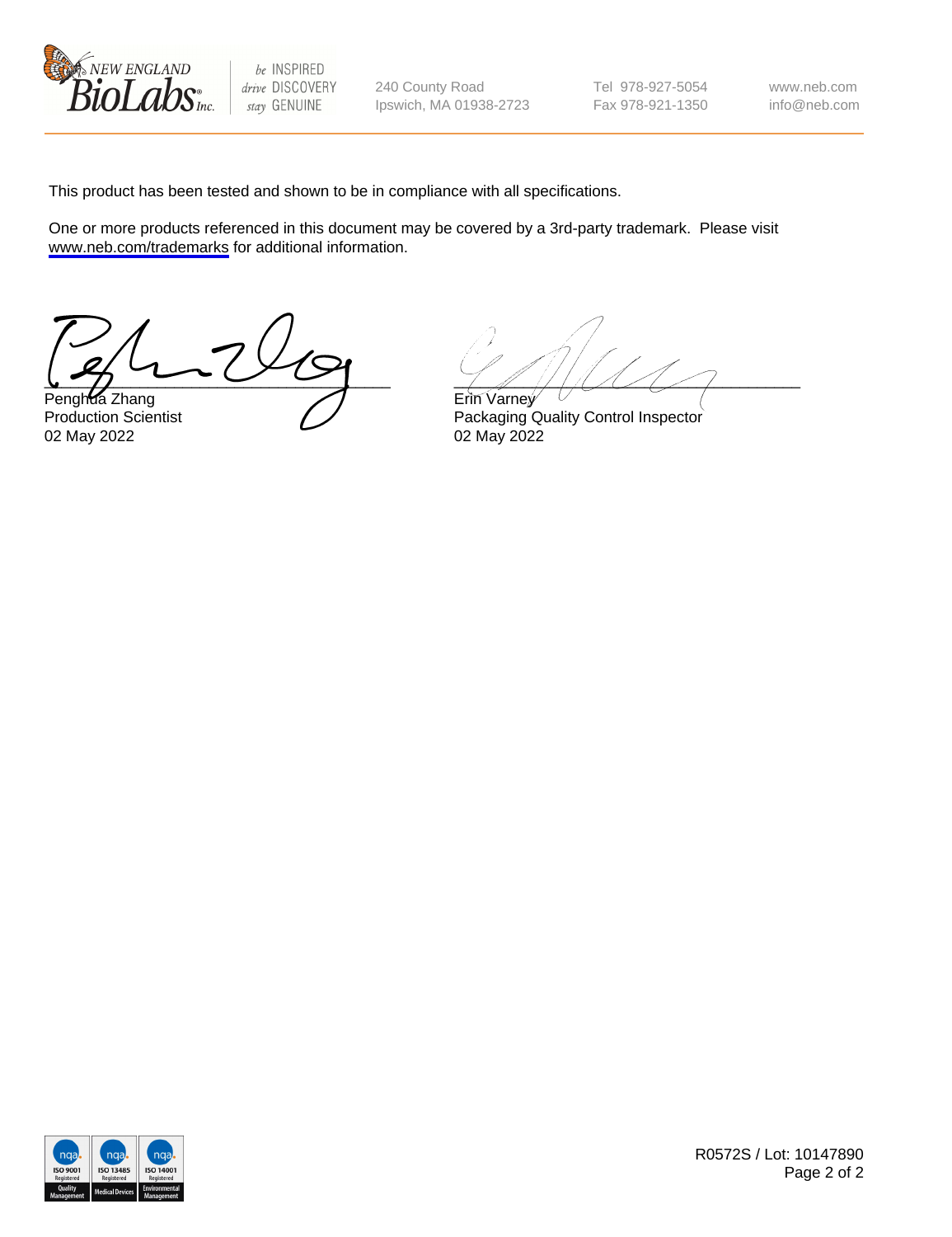This product has been tested and shown to be in compliance with all specifications.

One or more products referenced in this document may be covered by a 3rd-party trademark. Please visit www.neb.com/trademarks for additional information.

Penghua Zhang
Production Scientist
02 May 2022

Erin Varney
Packaging Quality Control Inspector
02 May 2022

R0572S / Lot: 10147890